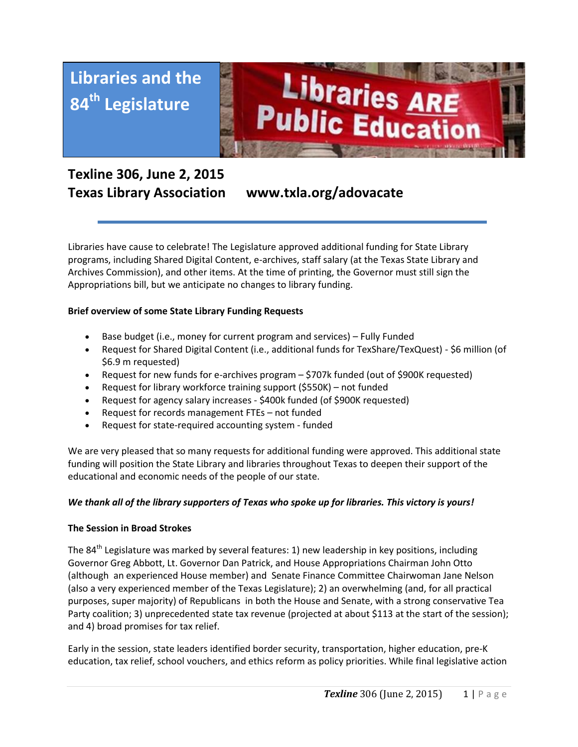# Libraries and the 84th Legislature

## Texline 306, June 2, 2015
## Texas Library Association    www.txla.org/adovacate

---

Libraries have cause to celebrate! The Legislature approved additional funding for State Library programs, including Shared Digital Content, e-archives, staff salary (at the Texas State Library and Archives Commission), and other items. At the time of printing, the Governor must still sign the Appropriations bill, but we anticipate no changes to library funding.

**Brief overview of some State Library Funding Requests**

- Base budget (i.e., money for current program and services) – Fully Funded
- Request for Shared Digital Content (i.e., additional funds for TexShare/TexQuest) - $6 million (of $6.9 m requested)
- Request for new funds for e-archives program – $707k funded (out of $900K requested)
- Request for library workforce training support ($550K) – not funded
- Request for agency salary increases - $400k funded (of $900K requested)
- Request for records management FTEs – not funded
- Request for state-required accounting system - funded

We are very pleased that so many requests for additional funding were approved. This additional state funding will position the State Library and libraries throughout Texas to deepen their support of the educational and economic needs of the people of our state.

***We thank all of the library supporters of Texas who spoke up for libraries. This victory is yours!***

**The Session in Broad Strokes**

The 84th Legislature was marked by several features: 1) new leadership in key positions, including Governor Greg Abbott, Lt. Governor Dan Patrick, and House Appropriations Chairman John Otto (although an experienced House member) and Senate Finance Committee Chairwoman Jane Nelson (also a very experienced member of the Texas Legislature); 2) an overwhelming (and, for all practical purposes, super majority) of Republicans in both the House and Senate, with a strong conservative Tea Party coalition; 3) unprecedented state tax revenue (projected at about $113 at the start of the session); and 4) broad promises for tax relief.

Early in the session, state leaders identified border security, transportation, higher education, pre-K education, tax relief, school vouchers, and ethics reform as policy priorities. While final legislative action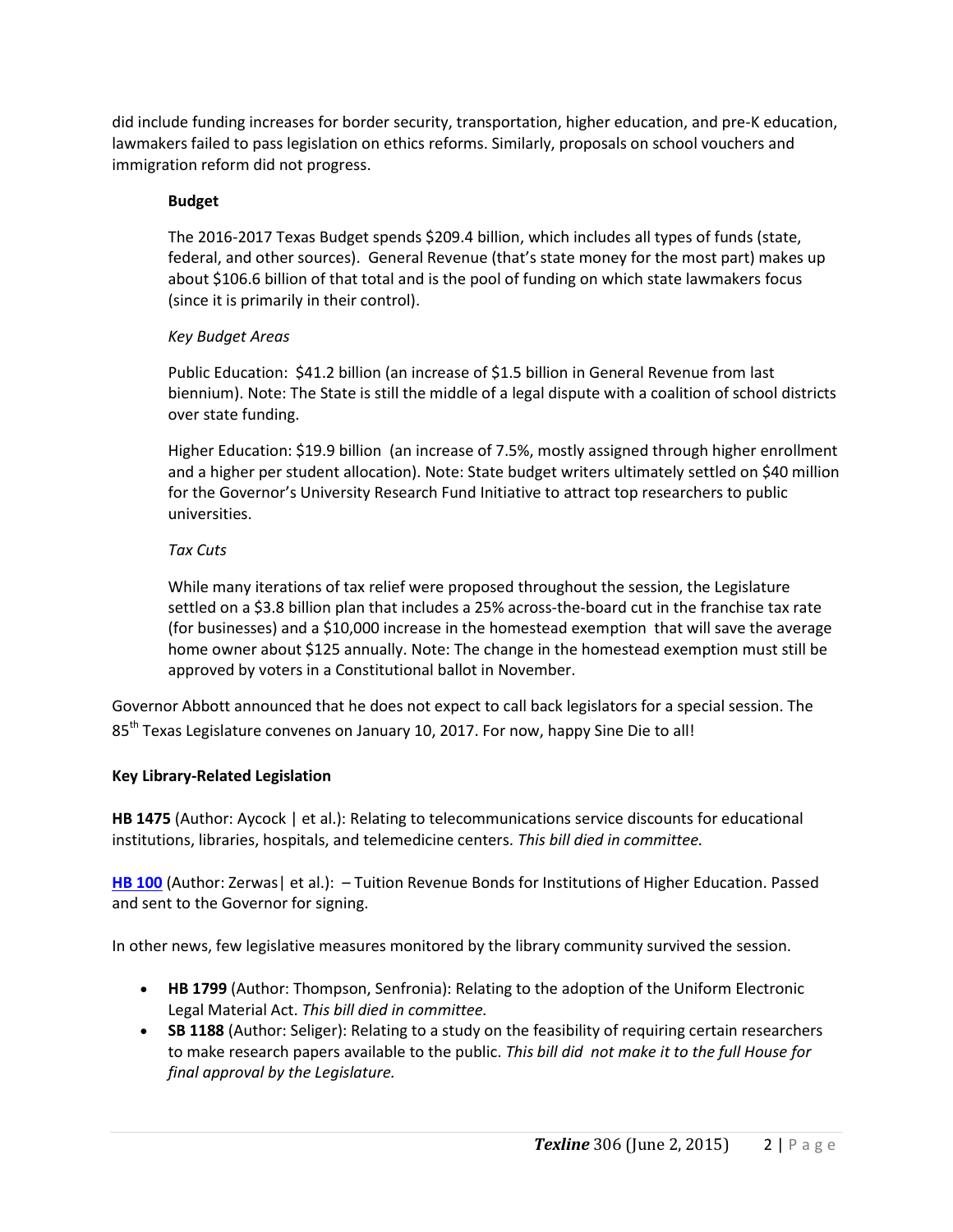did include funding increases for border security, transportation, higher education, and pre-K education, lawmakers failed to pass legislation on ethics reforms. Similarly, proposals on school vouchers and immigration reform did not progress.

**Budget**

The 2016-2017 Texas Budget spends $209.4 billion, which includes all types of funds (state, federal, and other sources). General Revenue (that's state money for the most part) makes up about $106.6 billion of that total and is the pool of funding on which state lawmakers focus (since it is primarily in their control).

*Key Budget Areas*

Public Education: $41.2 billion (an increase of $1.5 billion in General Revenue from last biennium). Note: The State is still the middle of a legal dispute with a coalition of school districts over state funding.

Higher Education: $19.9 billion (an increase of 7.5%, mostly assigned through higher enrollment and a higher per student allocation). Note: State budget writers ultimately settled on $40 million for the Governor's University Research Fund Initiative to attract top researchers to public universities.

*Tax Cuts*

While many iterations of tax relief were proposed throughout the session, the Legislature settled on a $3.8 billion plan that includes a 25% across-the-board cut in the franchise tax rate (for businesses) and a $10,000 increase in the homestead exemption that will save the average home owner about $125 annually. Note: The change in the homestead exemption must still be approved by voters in a Constitutional ballot in November.

Governor Abbott announced that he does not expect to call back legislators for a special session. The 85th Texas Legislature convenes on January 10, 2017. For now, happy Sine Die to all!

**Key Library-Related Legislation**

**HB 1475** (Author: Aycock | et al.): Relating to telecommunications service discounts for educational institutions, libraries, hospitals, and telemedicine centers. *This bill died in committee.*

**HB 100** (Author: Zerwas| et al.): – Tuition Revenue Bonds for Institutions of Higher Education. Passed and sent to the Governor for signing.

In other news, few legislative measures monitored by the library community survived the session.

- **HB 1799** (Author: Thompson, Senfronia): Relating to the adoption of the Uniform Electronic Legal Material Act. *This bill died in committee.*
- **SB 1188** (Author: Seliger): Relating to a study on the feasibility of requiring certain researchers to make research papers available to the public. *This bill did not make it to the full House for final approval by the Legislature.*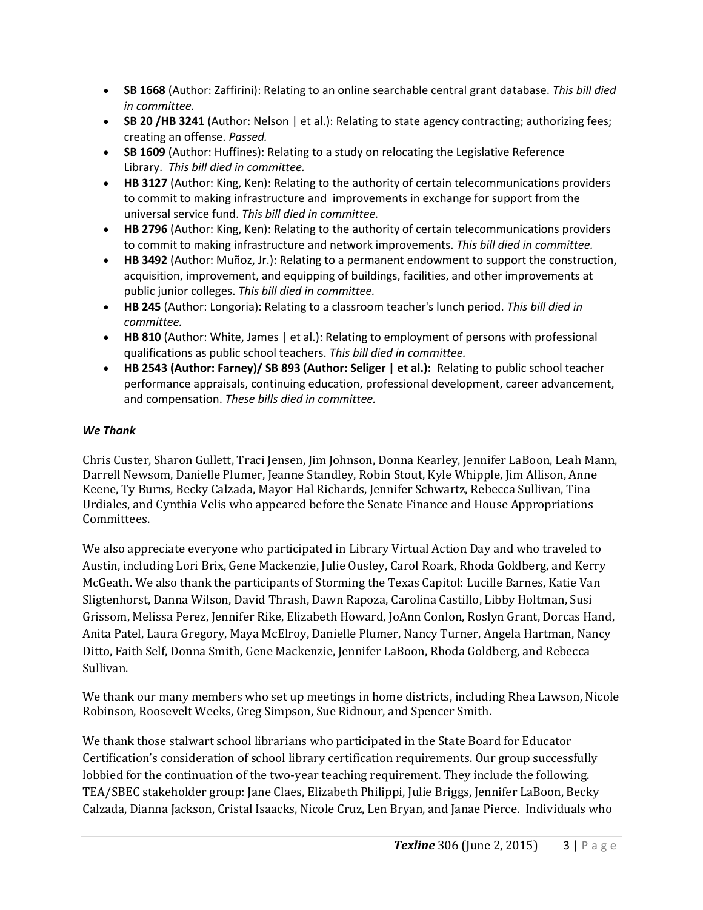- **SB 1668** (Author: Zaffirini): Relating to an online searchable central grant database. *This bill died in committee.*
- **SB 20 /HB 3241** (Author: Nelson | et al.): Relating to state agency contracting; authorizing fees; creating an offense. *Passed.*
- **SB 1609** (Author: Huffines): Relating to a study on relocating the Legislative Reference Library. *This bill died in committee.*
- **HB 3127** (Author: King, Ken): Relating to the authority of certain telecommunications providers to commit to making infrastructure and improvements in exchange for support from the universal service fund. *This bill died in committee.*
- **HB 2796** (Author: King, Ken): Relating to the authority of certain telecommunications providers to commit to making infrastructure and network improvements. *This bill died in committee.*
- **HB 3492** (Author: Muñoz, Jr.): Relating to a permanent endowment to support the construction, acquisition, improvement, and equipping of buildings, facilities, and other improvements at public junior colleges. *This bill died in committee.*
- **HB 245** (Author: Longoria): Relating to a classroom teacher's lunch period. *This bill died in committee.*
- **HB 810** (Author: White, James | et al.): Relating to employment of persons with professional qualifications as public school teachers. *This bill died in committee.*
- **HB 2543 (Author: Farney)/ SB 893 (Author: Seliger | et al.):** Relating to public school teacher performance appraisals, continuing education, professional development, career advancement, and compensation. *These bills died in committee.*

***We Thank***

Chris Custer, Sharon Gullett, Traci Jensen, Jim Johnson, Donna Kearley, Jennifer LaBoon, Leah Mann, Darrell Newsom, Danielle Plumer, Jeanne Standley, Robin Stout, Kyle Whipple, Jim Allison, Anne Keene, Ty Burns, Becky Calzada, Mayor Hal Richards, Jennifer Schwartz, Rebecca Sullivan, Tina Urdiales, and Cynthia Velis who appeared before the Senate Finance and House Appropriations Committees.

We also appreciate everyone who participated in Library Virtual Action Day and who traveled to Austin, including Lori Brix, Gene Mackenzie, Julie Ousley, Carol Roark, Rhoda Goldberg, and Kerry McGeath. We also thank the participants of Storming the Texas Capitol: Lucille Barnes, Katie Van Sligtenhorst, Danna Wilson, David Thrash, Dawn Rapoza, Carolina Castillo, Libby Holtman, Susi Grissom, Melissa Perez, Jennifer Rike, Elizabeth Howard, JoAnn Conlon, Roslyn Grant, Dorcas Hand, Anita Patel, Laura Gregory, Maya McElroy, Danielle Plumer, Nancy Turner, Angela Hartman, Nancy Ditto, Faith Self, Donna Smith, Gene Mackenzie, Jennifer LaBoon, Rhoda Goldberg, and Rebecca Sullivan.

We thank our many members who set up meetings in home districts, including Rhea Lawson, Nicole Robinson, Roosevelt Weeks, Greg Simpson, Sue Ridnour, and Spencer Smith.

We thank those stalwart school librarians who participated in the State Board for Educator Certification's consideration of school library certification requirements. Our group successfully lobbied for the continuation of the two-year teaching requirement. They include the following. TEA/SBEC stakeholder group: Jane Claes, Elizabeth Philippi, Julie Briggs, Jennifer LaBoon, Becky Calzada, Dianna Jackson, Cristal Isaacks, Nicole Cruz, Len Bryan, and Janae Pierce. Individuals who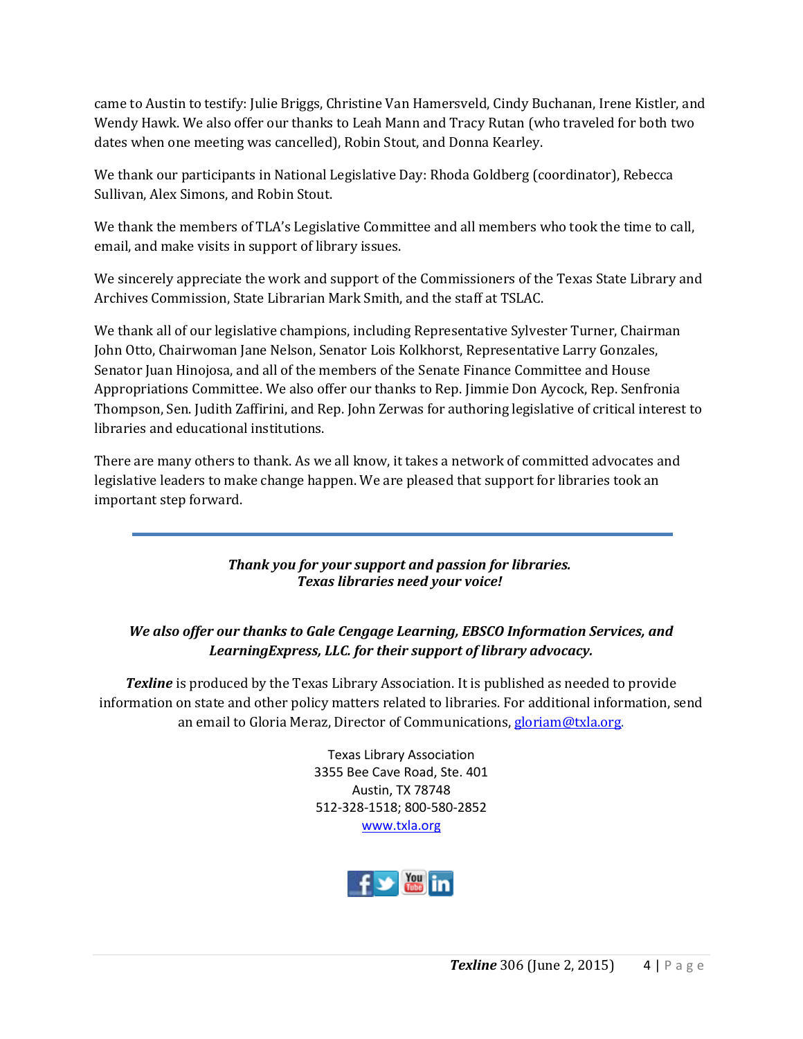came to Austin to testify: Julie Briggs, Christine Van Hamersveld, Cindy Buchanan, Irene Kistler, and Wendy Hawk. We also offer our thanks to Leah Mann and Tracy Rutan (who traveled for both two dates when one meeting was cancelled), Robin Stout, and Donna Kearley.

We thank our participants in National Legislative Day: Rhoda Goldberg (coordinator), Rebecca Sullivan, Alex Simons, and Robin Stout.

We thank the members of TLA's Legislative Committee and all members who took the time to call, email, and make visits in support of library issues.

We sincerely appreciate the work and support of the Commissioners of the Texas State Library and Archives Commission, State Librarian Mark Smith, and the staff at TSLAC.

We thank all of our legislative champions, including Representative Sylvester Turner, Chairman John Otto, Chairwoman Jane Nelson, Senator Lois Kolkhorst, Representative Larry Gonzales, Senator Juan Hinojosa, and all of the members of the Senate Finance Committee and House Appropriations Committee. We also offer our thanks to Rep. Jimmie Don Aycock, Rep. Senfronia Thompson, Sen. Judith Zaffirini, and Rep. John Zerwas for authoring legislative of critical interest to libraries and educational institutions.

There are many others to thank. As we all know, it takes a network of committed advocates and legislative leaders to make change happen. We are pleased that support for libraries took an important step forward.

---

***Thank you for your support and passion for libraries.***
***Texas libraries need your voice!***

***We also offer our thanks to Gale Cengage Learning, EBSCO Information Services, and LearningExpress, LLC. for their support of library advocacy.***

***Texline*** is produced by the Texas Library Association. It is published as needed to provide information on state and other policy matters related to libraries. For additional information, send an email to Gloria Meraz, Director of Communications, gloriam@txla.org.

Texas Library Association
3355 Bee Cave Road, Ste. 401
Austin, TX 78748
512-328-1518; 800-580-2852
www.txla.org